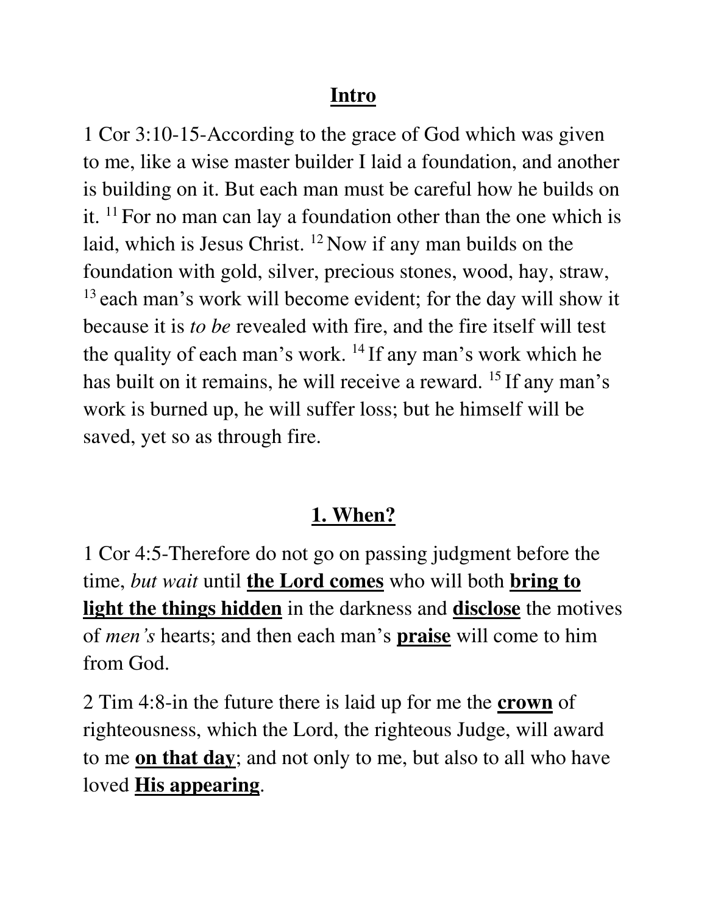# <u>**Intro**</u>

1 Cor 3:10-15-According to the grace of God which was given to me, like a wise master builder I laid a foundation, and another is building on it. But each man must be careful how he builds on it. [11] For no man can lay a foundation other than the one which is laid, which is Jesus Christ. [12] Now if any man builds on the foundation with gold, silver, precious stones, wood, hay, straw, [13] each man's work will become evident; for the day will show it because it is *to be* revealed with fire, and the fire itself will test the quality of each man's work. [14] If any man's work which he has built on it remains, he will receive a reward. [15] If any man's work is burned up, he will suffer loss; but he himself will be saved, yet so as through fire.

## <u>**1. When?**</u>

1 Cor 4:5-Therefore do not go on passing judgment before the time, *but wait* until <u>**the Lord comes**</u> who will both <u>**bring to light the things hidden**</u> in the darkness and <u>**disclose**</u> the motives of *men's* hearts; and then each man's <u>**praise**</u> will come to him from God.

2 Tim 4:8-in the future there is laid up for me the <u>**crown**</u> of righteousness, which the Lord, the righteous Judge, will award to me <u>**on that day**</u>; and not only to me, but also to all who have loved <u>**His appearing**</u>.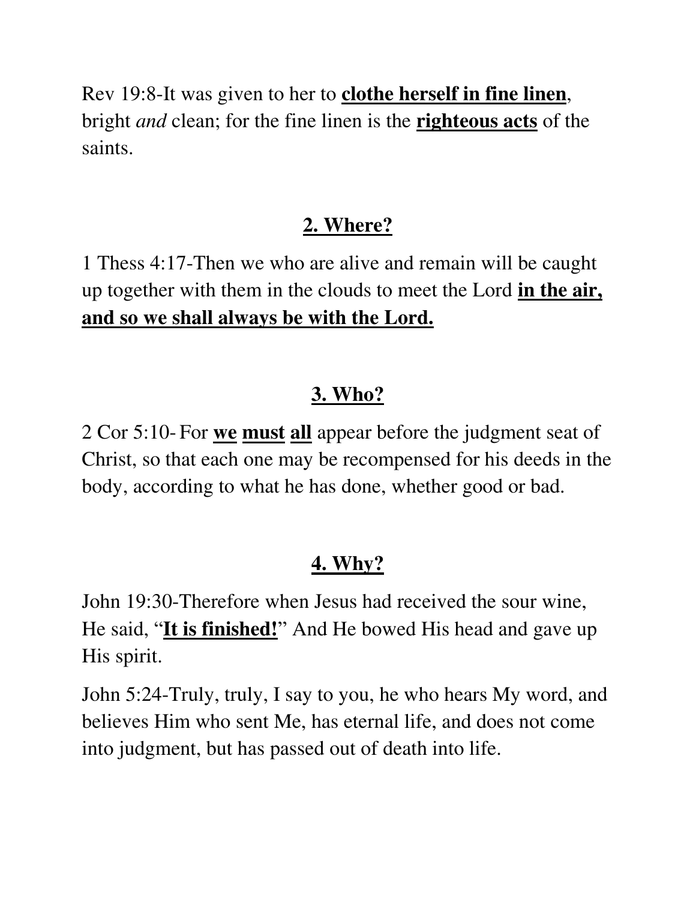Rev 19:8-It was given to her to **clothe herself in fine linen**, bright *and* clean; for the fine linen is the **righteous acts** of the saints.

## 2. Where?

1 Thess 4:17-Then we who are alive and remain will be caught up together with them in the clouds to meet the Lord **in the air, and so we shall always be with the Lord.**

## 3. Who?

2 Cor 5:10- For **we must all** appear before the judgment seat of Christ, so that each one may be recompensed for his deeds in the body, according to what he has done, whether good or bad.

## 4. Why?

John 19:30-Therefore when Jesus had received the sour wine, He said, "**It is finished!**" And He bowed His head and gave up His spirit.

John 5:24-Truly, truly, I say to you, he who hears My word, and believes Him who sent Me, has eternal life, and does not come into judgment, but has passed out of death into life.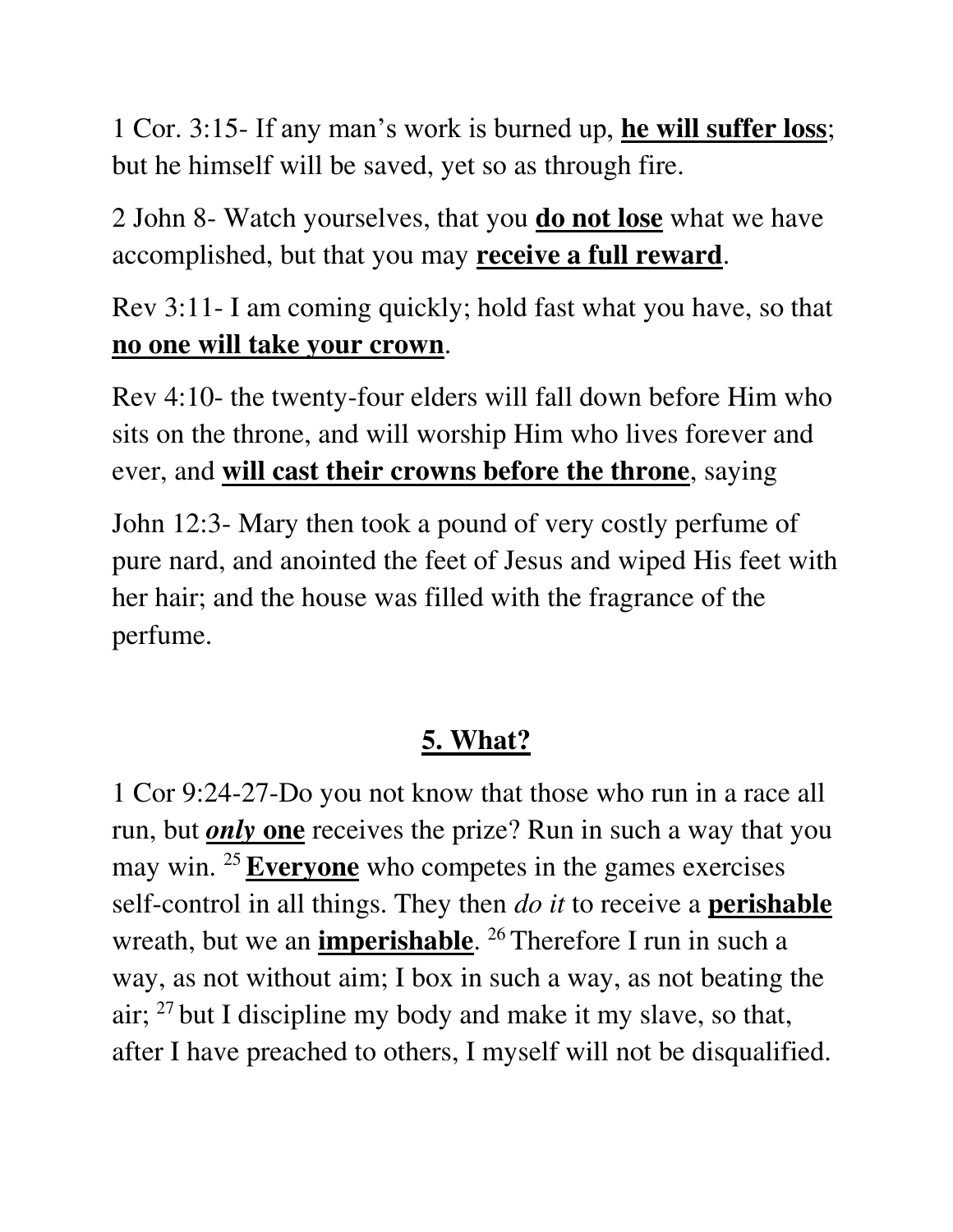1 Cor. 3:15- If any man's work is burned up, **he will suffer loss**; but he himself will be saved, yet so as through fire.

2 John 8- Watch yourselves, that you **do not lose** what we have accomplished, but that you may **receive a full reward**.

Rev 3:11- I am coming quickly; hold fast what you have, so that **no one will take your crown**.

Rev 4:10- the twenty-four elders will fall down before Him who sits on the throne, and will worship Him who lives forever and ever, and **will cast their crowns before the throne**, saying

John 12:3- Mary then took a pound of very costly perfume of pure nard, and anointed the feet of Jesus and wiped His feet with her hair; and the house was filled with the fragrance of the perfume.

## 5. What?

1 Cor 9:24-27-Do you not know that those who run in a race all run, but ***only* one** receives the prize? Run in such a way that you may win. [25] **Everyone** who competes in the games exercises self-control in all things. They then *do it* to receive a **perishable** wreath, but we an **imperishable**. [26] Therefore I run in such a way, as not without aim; I box in such a way, as not beating the air; [27] but I discipline my body and make it my slave, so that, after I have preached to others, I myself will not be disqualified.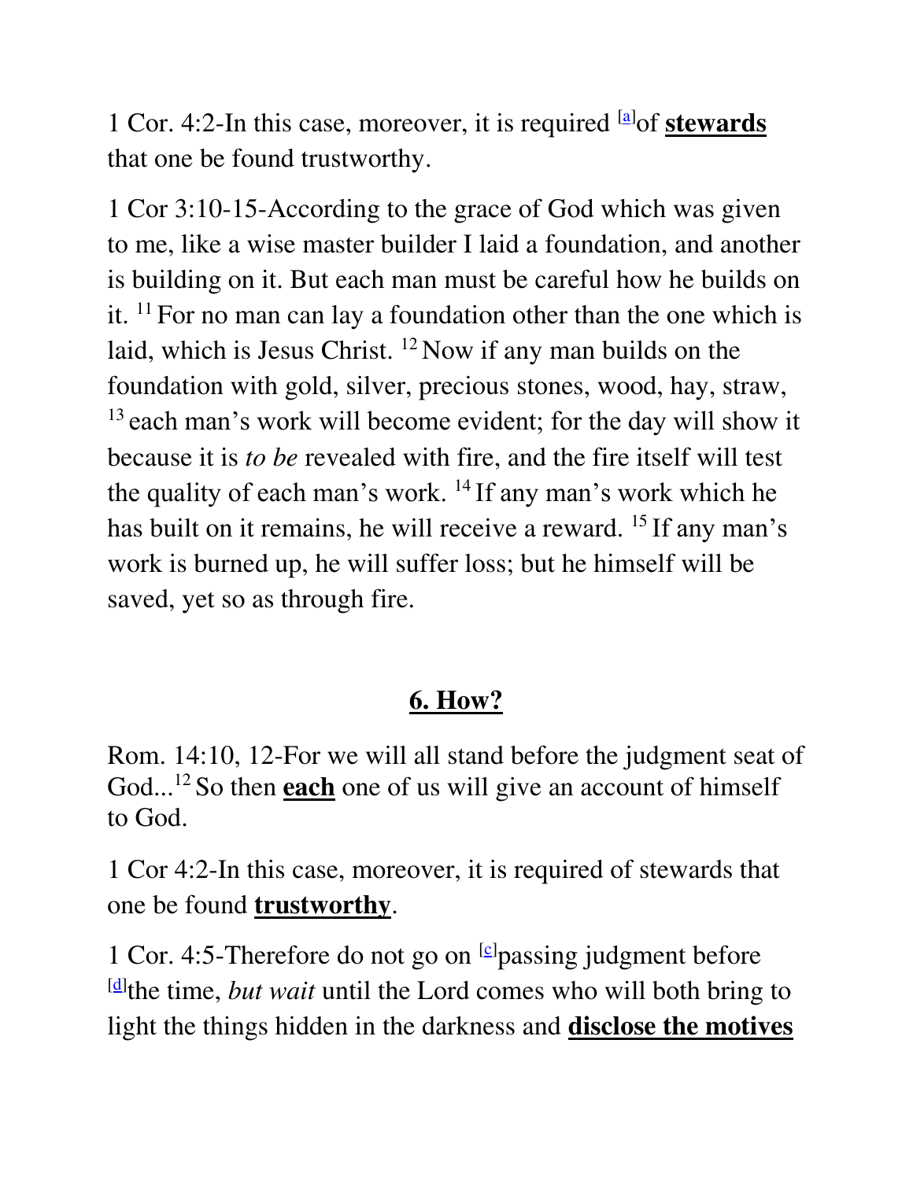1 Cor. 4:2-In this case, moreover, it is required [a]of **stewards** that one be found trustworthy.

1 Cor 3:10-15-According to the grace of God which was given to me, like a wise master builder I laid a foundation, and another is building on it. But each man must be careful how he builds on it. [11] For no man can lay a foundation other than the one which is laid, which is Jesus Christ. [12] Now if any man builds on the foundation with gold, silver, precious stones, wood, hay, straw, [13] each man's work will become evident; for the day will show it because it is *to be* revealed with fire, and the fire itself will test the quality of each man's work. [14] If any man's work which he has built on it remains, he will receive a reward. [15] If any man's work is burned up, he will suffer loss; but he himself will be saved, yet so as through fire.

## 6. How?

Rom. 14:10, 12-For we will all stand before the judgment seat of God...[12] So then **each** one of us will give an account of himself to God.

1 Cor 4:2-In this case, moreover, it is required of stewards that one be found **trustworthy**.

1 Cor. 4:5-Therefore do not go on [c]passing judgment before [d]the time, *but wait* until the Lord comes who will both bring to light the things hidden in the darkness and **disclose the motives**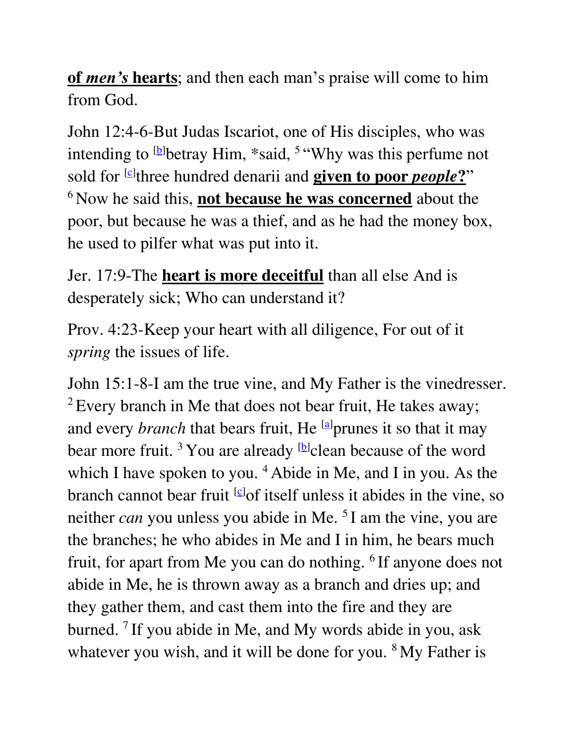**of *men’s* hearts**; and then each man’s praise will come to him from God.

John 12:4-6-But Judas Iscariot, one of His disciples, who was intending to [b]betray Him, *said, [5] “Why was this perfume not sold for [c]three hundred denarii and **given to poor *people*?**” [6] Now he said this, **not because he was concerned** about the poor, but because he was a thief, and as he had the money box, he used to pilfer what was put into it.

Jer. 17:9-The **heart is more deceitful** than all else And is desperately sick; Who can understand it?

Prov. 4:23-Keep your heart with all diligence, For out of it *spring* the issues of life.

John 15:1-8-I am the true vine, and My Father is the vinedresser. [2] Every branch in Me that does not bear fruit, He takes away; and every *branch* that bears fruit, He [a]prunes it so that it may bear more fruit. [3] You are already [b]clean because of the word which I have spoken to you. [4] Abide in Me, and I in you. As the branch cannot bear fruit [c]of itself unless it abides in the vine, so neither *can* you unless you abide in Me. [5] I am the vine, you are the branches; he who abides in Me and I in him, he bears much fruit, for apart from Me you can do nothing. [6] If anyone does not abide in Me, he is thrown away as a branch and dries up; and they gather them, and cast them into the fire and they are burned. [7] If you abide in Me, and My words abide in you, ask whatever you wish, and it will be done for you. [8] My Father is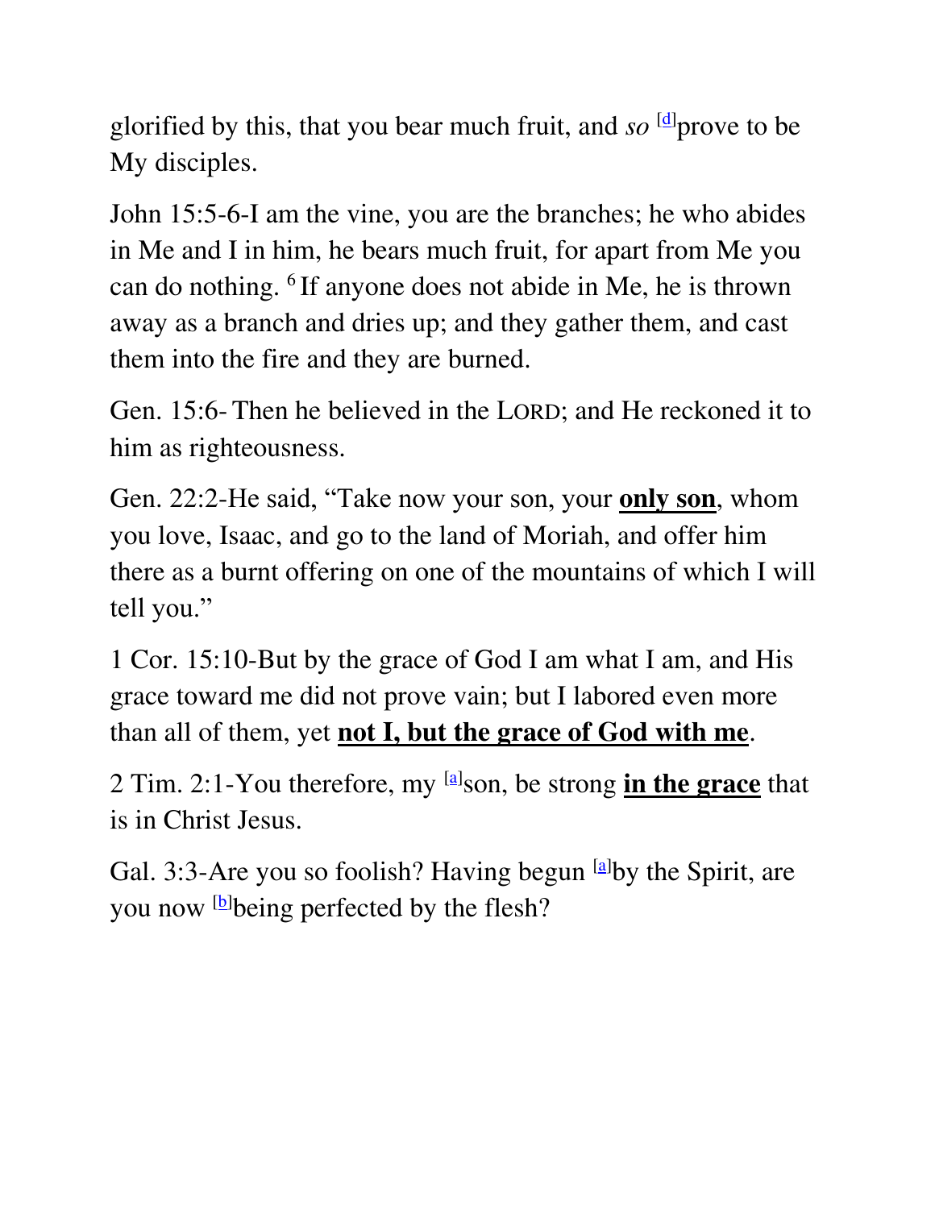glorified by this, that you bear much fruit, and *so* [d]prove to be My disciples.

John 15:5-6-I am the vine, you are the branches; he who abides in Me and I in him, he bears much fruit, for apart from Me you can do nothing. [6] If anyone does not abide in Me, he is thrown away as a branch and dries up; and they gather them, and cast them into the fire and they are burned.

Gen. 15:6- Then he believed in the LORD; and He reckoned it to him as righteousness.

Gen. 22:2-He said, "Take now your son, your **only son**, whom you love, Isaac, and go to the land of Moriah, and offer him there as a burnt offering on one of the mountains of which I will tell you."

1 Cor. 15:10-But by the grace of God I am what I am, and His grace toward me did not prove vain; but I labored even more than all of them, yet **not I, but the grace of God with me**.

2 Tim. 2:1-You therefore, my [a]son, be strong **in the grace** that is in Christ Jesus.

Gal. 3:3-Are you so foolish? Having begun [a]by the Spirit, are you now [b]being perfected by the flesh?